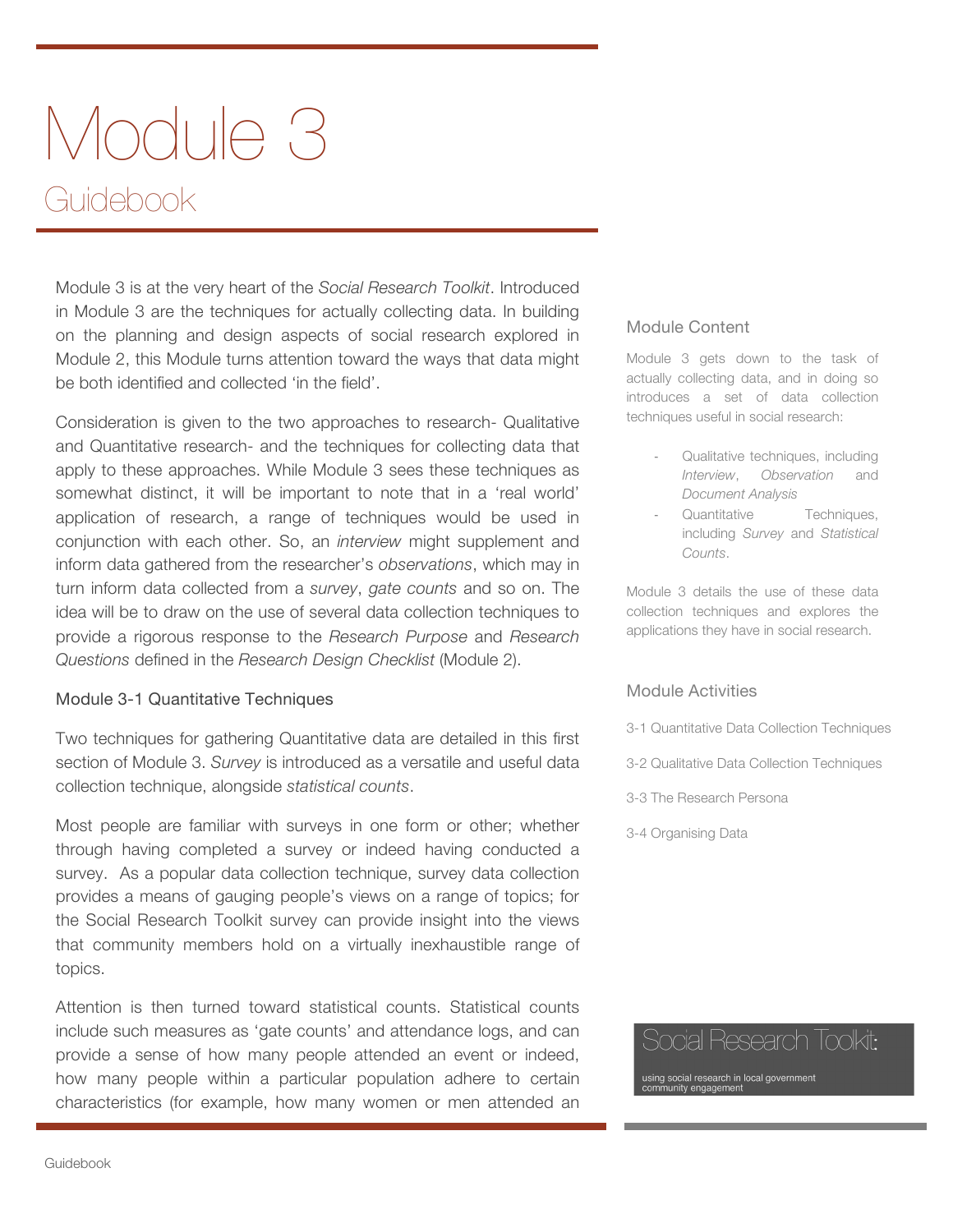# Module 3

## Guidebook

Module 3 is at the very heart of the *Social Research Toolkit*. Introduced in Module 3 are the techniques for actually collecting data. In building on the planning and design aspects of social research explored in Module 2, this Module turns attention toward the ways that data might be both identified and collected 'in the field'.

Consideration is given to the two approaches to research- Qualitative and Quantitative research- and the techniques for collecting data that apply to these approaches. While Module 3 sees these techniques as somewhat distinct, it will be important to note that in a 'real world' application of research, a range of techniques would be used in conjunction with each other. So, an *interview* might supplement and inform data gathered from the researcher's *observations*, which may in turn inform data collected from a *survey*, *gate counts* and so on. The idea will be to draw on the use of several data collection techniques to provide a rigorous response to the *Research Purpose* and *Research Questions* defined in the *Research Design Checklist* (Module 2).

### Module 3-1 Quantitative Techniques

Two techniques for gathering Quantitative data are detailed in this first section of Module 3. *Survey* is introduced as a versatile and useful data collection technique, alongside *statistical counts*.

Most people are familiar with surveys in one form or other; whether through having completed a survey or indeed having conducted a survey. As a popular data collection technique, survey data collection provides a means of gauging people's views on a range of topics; for the Social Research Toolkit survey can provide insight into the views that community members hold on a virtually inexhaustible range of topics.

Attention is then turned toward statistical counts. Statistical counts include such measures as 'gate counts' and attendance logs, and can provide a sense of how many people attended an event or indeed, how many people within a particular population adhere to certain characteristics (for example, how many women or men attended an

### Module Content

Module 3 gets down to the task of actually collecting data, and in doing so introduces a set of data collection techniques useful in social research:

- Qualitative techniques, including *Interview*, *Observation* and *Document Analysis*
- Quantitative Techniques, including *Survey* and *Statistical Counts*.

Module 3 details the use of these data collection techniques and explores the applications they have in social research.

### Module Activities

3-1 Quantitative Data Collection Techniques

3-2 Qualitative Data Collection Techniques

3-3 The Research Persona

3-4 Organising Data

Social Research Toolkit:

using social research in local government community engagement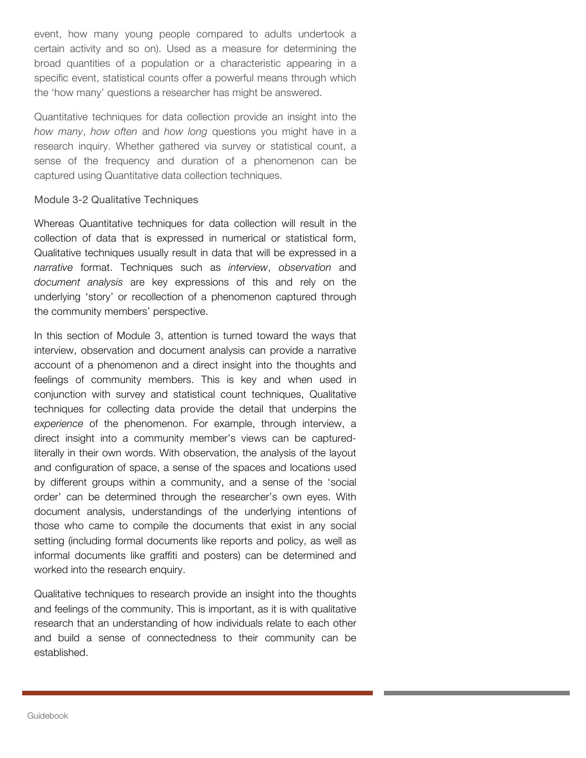event, how many young people compared to adults undertook a certain activity and so on). Used as a measure for determining the broad quantities of a population or a characteristic appearing in a specific event, statistical counts offer a powerful means through which the 'how many' questions a researcher has might be answered.

Quantitative techniques for data collection provide an insight into the *how many*, *how often* and *how long* questions you might have in a research inquiry. Whether gathered via survey or statistical count, a sense of the frequency and duration of a phenomenon can be captured using Quantitative data collection techniques.

## Module 3-2 Qualitative Techniques

Whereas Quantitative techniques for data collection will result in the collection of data that is expressed in numerical or statistical form, Qualitative techniques usually result in data that will be expressed in a *narrative* format. Techniques such as *interview*, *observation* and *document analysis* are key expressions of this and rely on the underlying 'story' or recollection of a phenomenon captured through the community members' perspective.

In this section of Module 3, attention is turned toward the ways that interview, observation and document analysis can provide a narrative account of a phenomenon and a direct insight into the thoughts and feelings of community members. This is key and when used in conjunction with survey and statistical count techniques, Qualitative techniques for collecting data provide the detail that underpins the *experience* of the phenomenon. For example, through interview, a direct insight into a community member's views can be captured- literally in their own words. With observation, the analysis of the layout and configuration of space, a sense of the spaces and locations used by different groups within a community, and a sense of the 'social order' can be determined through the researcher's own eyes. With document analysis, understandings of the underlying intentions of those who came to compile the documents that exist in any social setting (including formal documents like reports and policy, as well as informal documents like graffiti and posters) can be determined and worked into the research enquiry.

Qualitative techniques to research provide an insight into the thoughts and feelings of the community. This is important, as it is with qualitative research that an understanding of how individuals relate to each other and build a sense of connectedness to their community can be established.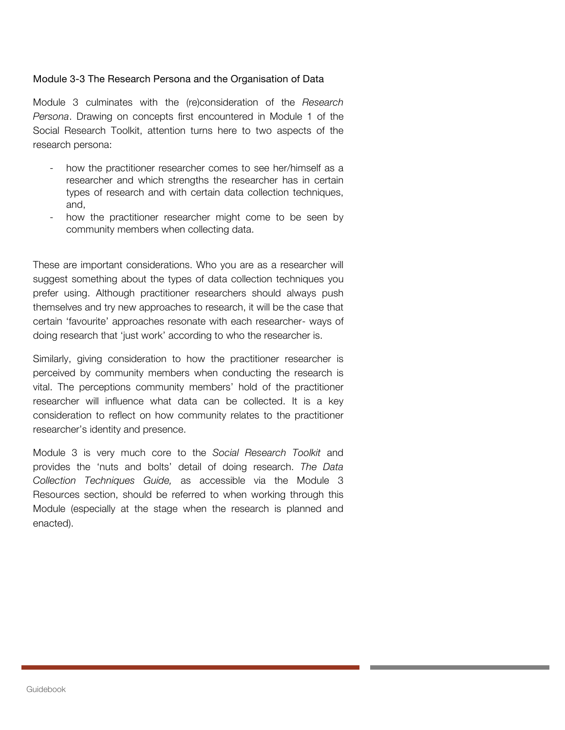## Module 3-3 The Research Persona and the Organisation of Data

Module 3 culminates with the (re)consideration of the *Research Persona*. Drawing on concepts first encountered in Module 1 of the Social Research Toolkit, attention turns here to two aspects of the research persona:

- how the practitioner researcher comes to see her/himself as a researcher and which strengths the researcher has in certain types of research and with certain data collection techniques, and,
- how the practitioner researcher might come to be seen by community members when collecting data.

These are important considerations. Who you are as a researcher will suggest something about the types of data collection techniques you prefer using. Although practitioner researchers should always push themselves and try new approaches to research, it will be the case that certain 'favourite' approaches resonate with each researcher- ways of doing research that 'just work' according to who the researcher is.

Similarly, giving consideration to how the practitioner researcher is perceived by community members when conducting the research is vital. The perceptions community members' hold of the practitioner researcher will influence what data can be collected. It is a key consideration to reflect on how community relates to the practitioner researcher's identity and presence.

Module 3 is very much core to the *Social Research Toolkit* and provides the 'nuts and bolts' detail of doing research. *The Data Collection Techniques Guide,* as accessible via the Module 3 Resources section, should be referred to when working through this Module (especially at the stage when the research is planned and enacted).